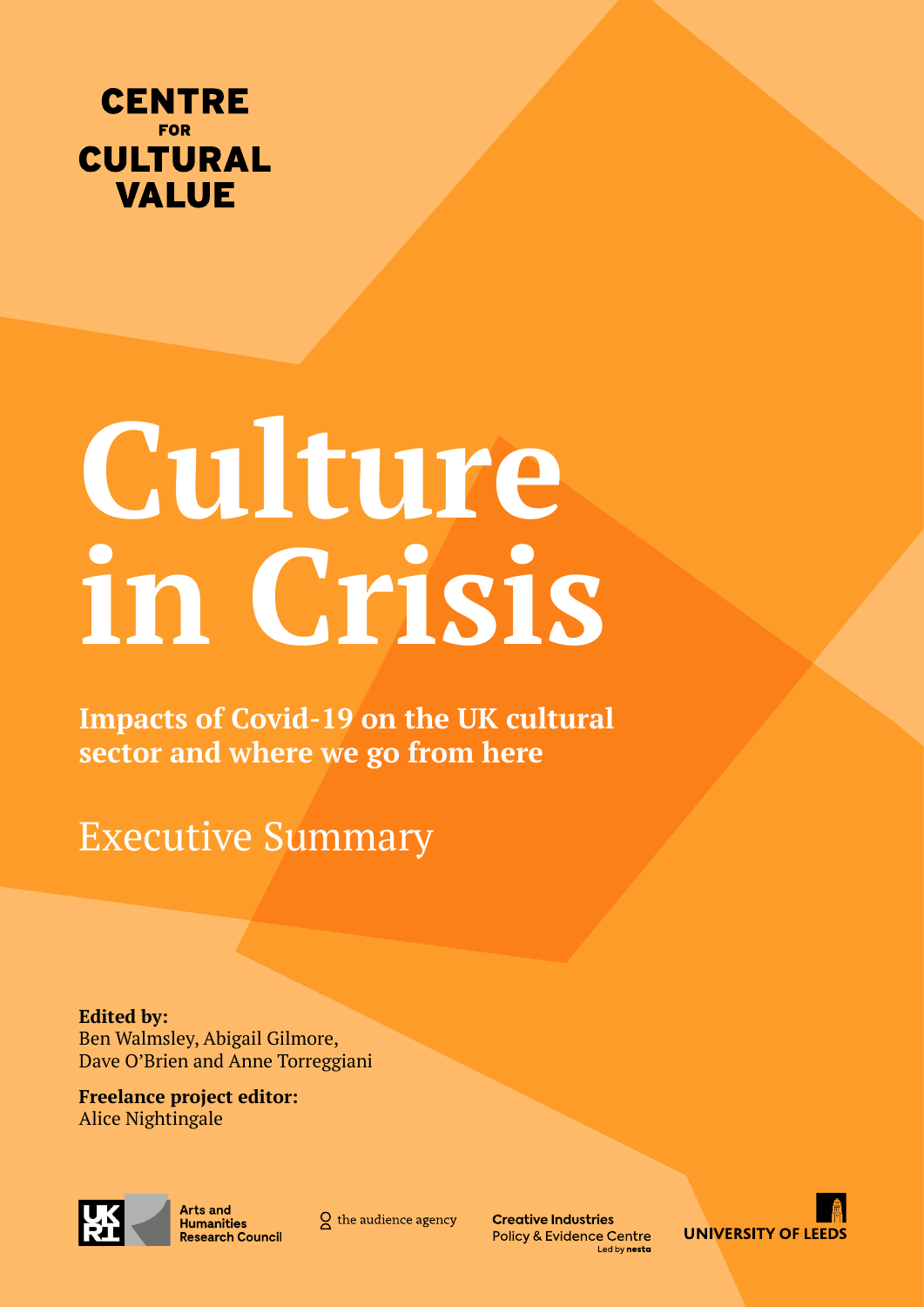CENTRE FOR CULTURAL VALUE

# Culture in Crisis

**Impacts of Covid-19 on the UK cultural sector and where we go from here**

## Executive Summary

**Edited by:**
Ben Walmsley, Abigail Gilmore, Dave O'Brien and Anne Torreggiani

**Freelance project editor:**
Alice Nightingale

UKRI Arts and Humanities Research Council | the audience agency | Creative Industries Policy & Evidence Centre Led by nesta | UNIVERSITY OF LEEDS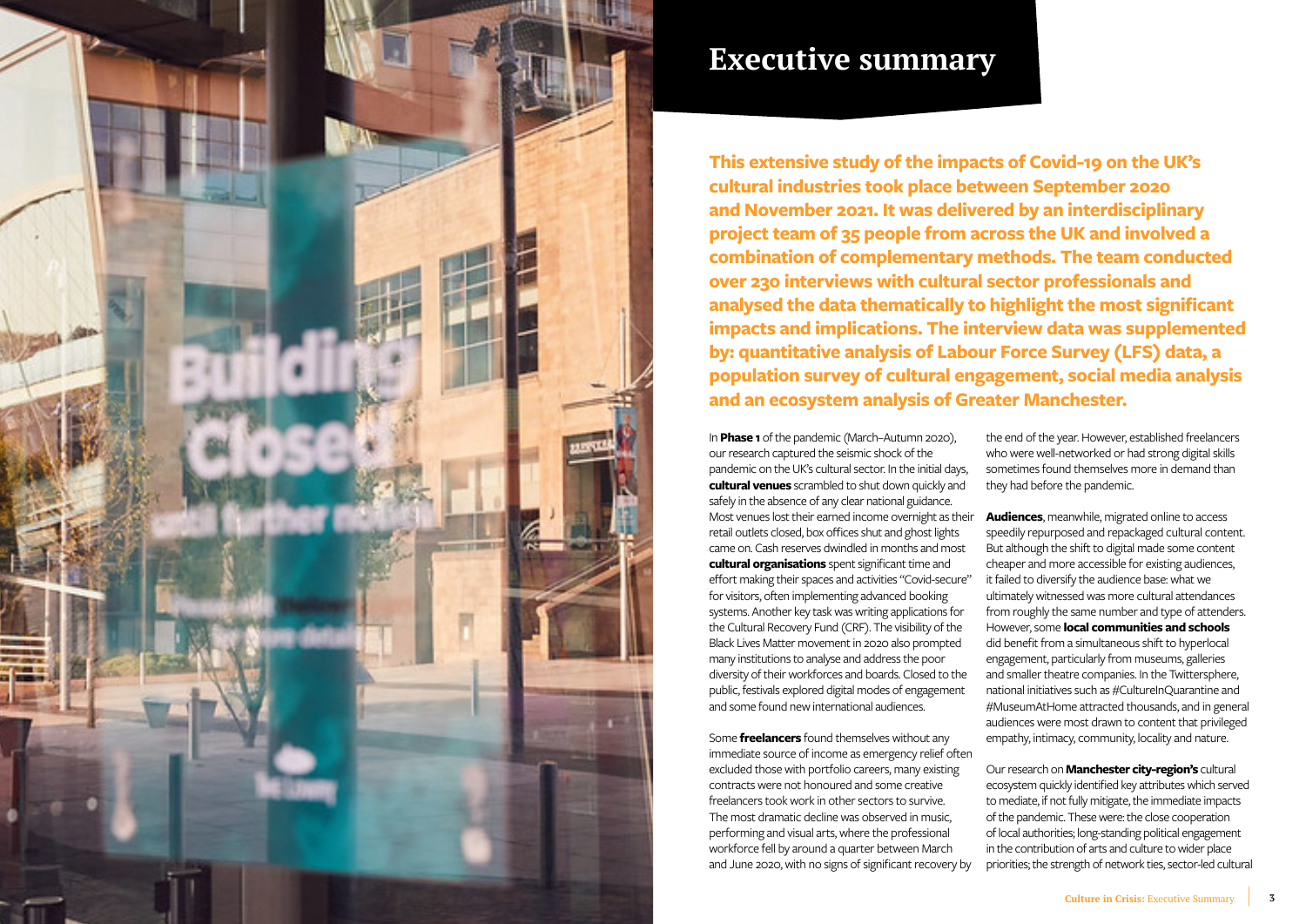# Executive summary

**This extensive study of the impacts of Covid-19 on the UK's cultural industries took place between September 2020 and November 2021. It was delivered by an interdisciplinary project team of 35 people from across the UK and involved a combination of complementary methods. The team conducted over 230 interviews with cultural sector professionals and analysed the data thematically to highlight the most significant impacts and implications. The interview data was supplemented by: quantitative analysis of Labour Force Survey (LFS) data, a population survey of cultural engagement, social media analysis and an ecosystem analysis of Greater Manchester.**

In **Phase 1** of the pandemic (March–Autumn 2020), our research captured the seismic shock of the pandemic on the UK's cultural sector. In the initial days, **cultural venues** scrambled to shut down quickly and safely in the absence of any clear national guidance. Most venues lost their earned income overnight as their retail outlets closed, box offices shut and ghost lights came on. Cash reserves dwindled in months and most **cultural organisations** spent significant time and effort making their spaces and activities "Covid-secure" for visitors, often implementing advanced booking systems. Another key task was writing applications for the Cultural Recovery Fund (CRF). The visibility of the Black Lives Matter movement in 2020 also prompted many institutions to analyse and address the poor diversity of their workforces and boards. Closed to the public, festivals explored digital modes of engagement and some found new international audiences.

Some **freelancers** found themselves without any immediate source of income as emergency relief often excluded those with portfolio careers, many existing contracts were not honoured and some creative freelancers took work in other sectors to survive. The most dramatic decline was observed in music, performing and visual arts, where the professional workforce fell by around a quarter between March and June 2020, with no signs of significant recovery by the end of the year. However, established freelancers who were well-networked or had strong digital skills sometimes found themselves more in demand than they had before the pandemic.

**Audiences**, meanwhile, migrated online to access speedily repurposed and repackaged cultural content. But although the shift to digital made some content cheaper and more accessible for existing audiences, it failed to diversify the audience base: what we ultimately witnessed was more cultural attendances from roughly the same number and type of attenders. However, some **local communities and schools** did benefit from a simultaneous shift to hyperlocal engagement, particularly from museums, galleries and smaller theatre companies. In the Twittersphere, national initiatives such as #CultureInQuarantine and #MuseumAtHome attracted thousands, and in general audiences were most drawn to content that privileged empathy, intimacy, community, locality and nature.

Our research on **Manchester city-region's** cultural ecosystem quickly identified key attributes which served to mediate, if not fully mitigate, the immediate impacts of the pandemic. These were: the close cooperation of local authorities; long-standing political engagement in the contribution of arts and culture to wider place priorities; the strength of network ties, sector-led cultural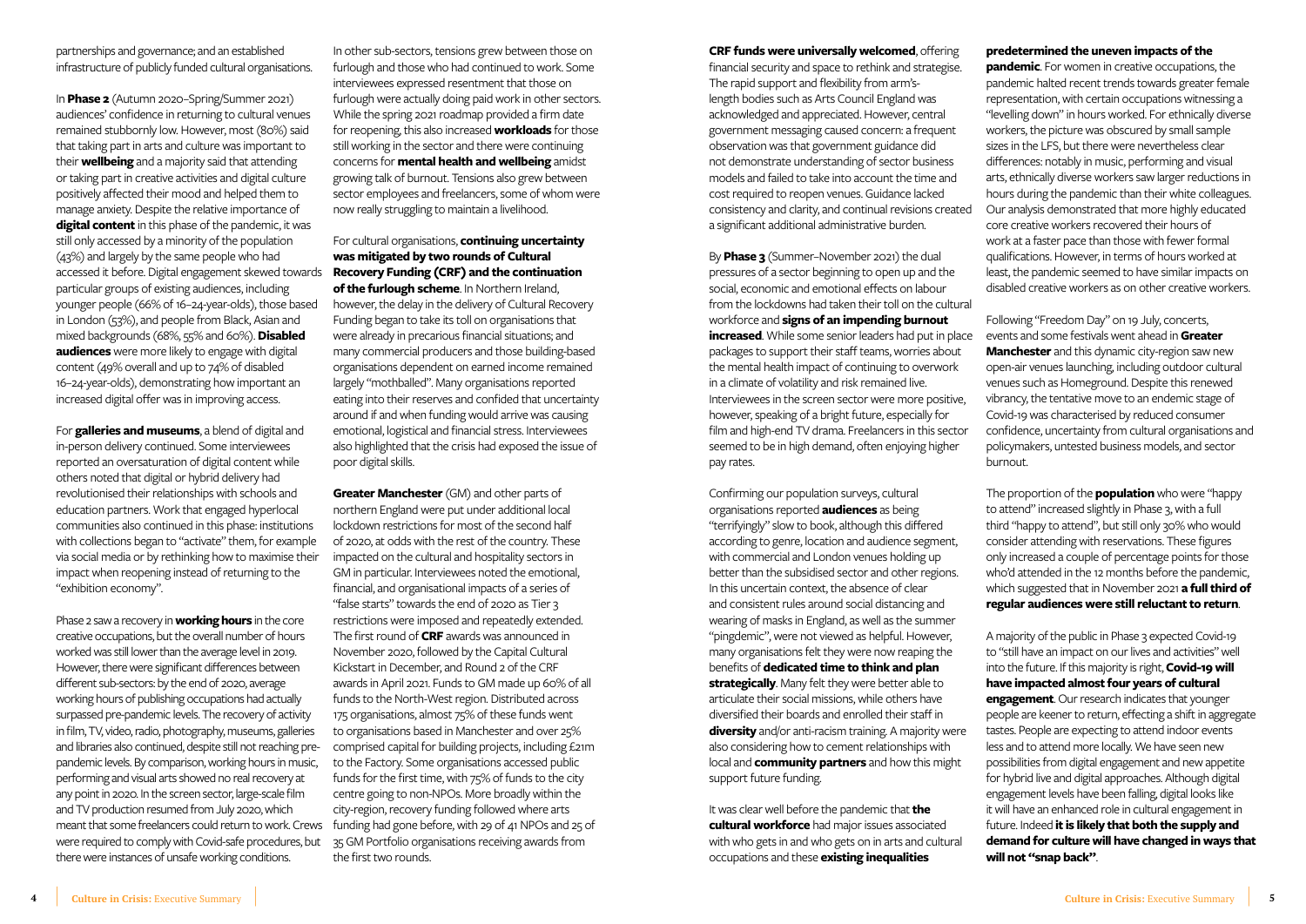partnerships and governance; and an established infrastructure of publicly funded cultural organisations.

In **Phase 2** (Autumn 2020–Spring/Summer 2021) audiences' confidence in returning to cultural venues remained stubbornly low. However, most (80%) said that taking part in arts and culture was important to their **wellbeing** and a majority said that attending or taking part in creative activities and digital culture positively affected their mood and helped them to manage anxiety. Despite the relative importance of **digital content** in this phase of the pandemic, it was still only accessed by a minority of the population (43%) and largely by the same people who had accessed it before. Digital engagement skewed towards particular groups of existing audiences, including younger people (66% of 16–24-year-olds), those based in London (53%), and people from Black, Asian and mixed backgrounds (68%, 55% and 60%). **Disabled audiences** were more likely to engage with digital content (49% overall and up to 74% of disabled 16–24-year-olds), demonstrating how important an increased digital offer was in improving access.

For **galleries and museums**, a blend of digital and in-person delivery continued. Some interviewees reported an oversaturation of digital content while others noted that digital or hybrid delivery had revolutionised their relationships with schools and education partners. Work that engaged hyperlocal communities also continued in this phase: institutions with collections began to "activate" them, for example via social media or by rethinking how to maximise their impact when reopening instead of returning to the "exhibition economy".

Phase 2 saw a recovery in **working hours** in the core creative occupations, but the overall number of hours worked was still lower than the average level in 2019. However, there were significant differences between different sub-sectors: by the end of 2020, average working hours of publishing occupations had actually surpassed pre-pandemic levels. The recovery of activity in film, TV, video, radio, photography, museums, galleries and libraries also continued, despite still not reaching pre-pandemic levels. By comparison, working hours in music, performing and visual arts showed no real recovery at any point in 2020. In the screen sector, large-scale film and TV production resumed from July 2020, which meant that some freelancers could return to work. Crews were required to comply with Covid-safe procedures, but there were instances of unsafe working conditions.

In other sub-sectors, tensions grew between those on furlough and those who had continued to work. Some interviewees expressed resentment that those on furlough were actually doing paid work in other sectors. While the spring 2021 roadmap provided a firm date for reopening, this also increased **workloads** for those still working in the sector and there were continuing concerns for **mental health and wellbeing** amidst growing talk of burnout. Tensions also grew between sector employees and freelancers, some of whom were now really struggling to maintain a livelihood.

For cultural organisations, **continuing uncertainty was mitigated by two rounds of Cultural Recovery Funding (CRF) and the continuation of the furlough scheme**. In Northern Ireland, however, the delay in the delivery of Cultural Recovery Funding began to take its toll on organisations that were already in precarious financial situations; and many commercial producers and those building-based organisations dependent on earned income remained largely "mothballed". Many organisations reported eating into their reserves and confided that uncertainty around if and when funding would arrive was causing emotional, logistical and financial stress. Interviewees also highlighted that the crisis had exposed the issue of poor digital skills.

**Greater Manchester** (GM) and other parts of northern England were put under additional local lockdown restrictions for most of the second half of 2020, at odds with the rest of the country. These impacted on the cultural and hospitality sectors in GM in particular. Interviewees noted the emotional, financial, and organisational impacts of a series of "false starts" towards the end of 2020 as Tier 3 restrictions were imposed and repeatedly extended. The first round of **CRF** awards was announced in November 2020, followed by the Capital Cultural Kickstart in December, and Round 2 of the CRF awards in April 2021. Funds to GM made up 60% of all funds to the North-West region. Distributed across 175 organisations, almost 75% of these funds went to organisations based in Manchester and over 25% comprised capital for building projects, including £21m to the Factory. Some organisations accessed public funds for the first time, with 75% of funds to the city centre going to non-NPOs. More broadly within the city-region, recovery funding followed where arts funding had gone before, with 29 of 41 NPOs and 25 of 35 GM Portfolio organisations receiving awards from the first two rounds.

**CRF funds were universally welcomed**, offering financial security and space to rethink and strategise. The rapid support and flexibility from arm's-length bodies such as Arts Council England was acknowledged and appreciated. However, central government messaging caused concern: a frequent observation was that government guidance did not demonstrate understanding of sector business models and failed to take into account the time and cost required to reopen venues. Guidance lacked consistency and clarity, and continual revisions created a significant additional administrative burden.

By **Phase 3** (Summer–November 2021) the dual pressures of a sector beginning to open up and the social, economic and emotional effects on labour from the lockdowns had taken their toll on the cultural workforce and **signs of an impending burnout increased**. While some senior leaders had put in place packages to support their staff teams, worries about the mental health impact of continuing to overwork in a climate of volatility and risk remained live. Interviewees in the screen sector were more positive, however, speaking of a bright future, especially for film and high-end TV drama. Freelancers in this sector seemed to be in high demand, often enjoying higher pay rates.

Confirming our population surveys, cultural organisations reported **audiences** as being "terrifyingly" slow to book, although this differed according to genre, location and audience segment, with commercial and London venues holding up better than the subsidised sector and other regions. In this uncertain context, the absence of clear and consistent rules around social distancing and wearing of masks in England, as well as the summer "pingdemic", were not viewed as helpful. However, many organisations felt they were now reaping the benefits of **dedicated time to think and plan strategically**. Many felt they were better able to articulate their social missions, while others have diversified their boards and enrolled their staff in **diversity** and/or anti-racism training. A majority were also considering how to cement relationships with local and **community partners** and how this might support future funding.

It was clear well before the pandemic that **the cultural workforce** had major issues associated with who gets in and who gets on in arts and cultural occupations and these **existing inequalities predetermined the uneven impacts of the pandemic**. For women in creative occupations, the pandemic halted recent trends towards greater female representation, with certain occupations witnessing a "levelling down" in hours worked. For ethnically diverse workers, the picture was obscured by small sample sizes in the LFS, but there were nevertheless clear differences: notably in music, performing and visual arts, ethnically diverse workers saw larger reductions in hours during the pandemic than their white colleagues. Our analysis demonstrated that more highly educated core creative workers recovered their hours of work at a faster pace than those with fewer formal qualifications. However, in terms of hours worked at least, the pandemic seemed to have similar impacts on disabled creative workers as on other creative workers.

Following "Freedom Day" on 19 July, concerts, events and some festivals went ahead in **Greater Manchester** and this dynamic city-region saw new open-air venues launching, including outdoor cultural venues such as Homeground. Despite this renewed vibrancy, the tentative move to an endemic stage of Covid-19 was characterised by reduced consumer confidence, uncertainty from cultural organisations and policymakers, untested business models, and sector burnout.

The proportion of the **population** who were "happy to attend" increased slightly in Phase 3, with a full third "happy to attend", but still only 30% who would consider attending with reservations. These figures only increased a couple of percentage points for those who'd attended in the 12 months before the pandemic, which suggested that in November 2021 **a full third of regular audiences were still reluctant to return**.

A majority of the public in Phase 3 expected Covid-19 to "still have an impact on our lives and activities" well into the future. If this majority is right, **Covid-19 will have impacted almost four years of cultural engagement**. Our research indicates that younger people are keener to return, effecting a shift in aggregate tastes. People are expecting to attend indoor events less and to attend more locally. We have seen new possibilities from digital engagement and new appetite for hybrid live and digital approaches. Although digital engagement levels have been falling, digital looks like it will have an enhanced role in cultural engagement in future. Indeed **it is likely that both the supply and demand for culture will have changed in ways that will not "snap back"**.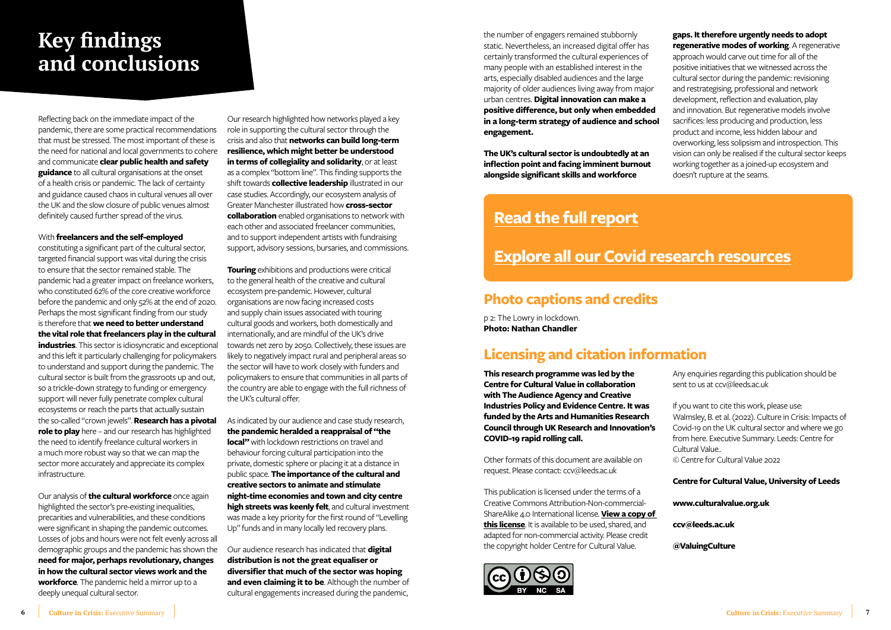# Key findings and conclusions

Reflecting back on the immediate impact of the pandemic, there are some practical recommendations that must be stressed. The most important of these is the need for national and local governments to cohere and communicate **clear public health and safety guidance** to all cultural organisations at the onset of a health crisis or pandemic. The lack of certainty and guidance caused chaos in cultural venues all over the UK and the slow closure of public venues almost definitely caused further spread of the virus.

With **freelancers and the self-employed** constituting a significant part of the cultural sector, targeted financial support was vital during the crisis to ensure that the sector remained stable. The pandemic had a greater impact on freelance workers, who constituted 62% of the core creative workforce before the pandemic and only 52% at the end of 2020. Perhaps the most significant finding from our study is therefore that **we need to better understand the vital role that freelancers play in the cultural industries**. This sector is idiosyncratic and exceptional and this left it particularly challenging for policymakers to understand and support during the pandemic. The cultural sector is built from the grassroots up and out, so a trickle-down strategy to funding or emergency support will never fully penetrate complex cultural ecosystems or reach the parts that actually sustain the so-called "crown jewels". **Research has a pivotal role to play** here – and our research has highlighted the need to identify freelance cultural workers in a much more robust way so that we can map the sector more accurately and appreciate its complex infrastructure.

Our analysis of **the cultural workforce** once again highlighted the sector's pre-existing inequalities, precarities and vulnerabilities, and these conditions were significant in shaping the pandemic outcomes. Losses of jobs and hours were not felt evenly across all demographic groups and the pandemic has shown the **need for major, perhaps revolutionary, changes in how the cultural sector views work and the workforce**. The pandemic held a mirror up to a deeply unequal cultural sector.

Our research highlighted how networks played a key role in supporting the cultural sector through the crisis and also that **networks can build long-term resilience, which might better be understood in terms of collegiality and solidarity**, or at least as a complex "bottom line". This finding supports the shift towards **collective leadership** illustrated in our case studies. Accordingly, our ecosystem analysis of Greater Manchester illustrated how **cross-sector collaboration** enabled organisations to network with each other and associated freelancer communities, and to support independent artists with fundraising support, advisory sessions, bursaries, and commissions.

**Touring** exhibitions and productions were critical to the general health of the creative and cultural ecosystem pre-pandemic. However, cultural organisations are now facing increased costs and supply chain issues associated with touring cultural goods and workers, both domestically and internationally, and are mindful of the UK's drive towards net zero by 2050. Collectively, these issues are likely to negatively impact rural and peripheral areas so the sector will have to work closely with funders and policymakers to ensure that communities in all parts of the country are able to engage with the full richness of the UK's cultural offer.

As indicated by our audience and case study research, **the pandemic heralded a reappraisal of "the local"** with lockdown restrictions on travel and behaviour forcing cultural participation into the private, domestic sphere or placing it at a distance in public space. **The importance of the cultural and creative sectors to animate and stimulate night-time economies and town and city centre high streets was keenly felt**, and cultural investment was made a key priority for the first round of "Levelling Up" funds and in many locally led recovery plans.

Our audience research has indicated that **digital distribution is not the great equaliser or diversifier that much of the sector was hoping and even claiming it to be**. Although the number of cultural engagements increased during the pandemic, the number of engagers remained stubbornly static. Nevertheless, an increased digital offer has certainly transformed the cultural experiences of many people with an established interest in the arts, especially disabled audiences and the large majority of older audiences living away from major urban centres. **Digital innovation can make a positive difference, but only when embedded in a long-term strategy of audience and school engagement.**

**The UK's cultural sector is undoubtedly at an inflection point and facing imminent burnout alongside significant skills and workforce gaps. It therefore urgently needs to adopt regenerative modes of working**. A regenerative approach would carve out time for all of the positive initiatives that we witnessed across the cultural sector during the pandemic: revisioning and restrategising, professional and network development, reflection and evaluation, play and innovation. But regenerative models involve sacrifices: less producing and production, less product and income, less hidden labour and overworking, less solipsism and introspection. This vision can only be realised if the cultural sector keeps working together as a joined-up ecosystem and doesn't rupture at the seams.

## Read the full report

## Explore all our Covid research resources

## Photo captions and credits

p 2: The Lowry in lockdown.
**Photo: Nathan Chandler**

## Licensing and citation information

**This research programme was led by the Centre for Cultural Value in collaboration with The Audience Agency and Creative Industries Policy and Evidence Centre. It was funded by the Arts and Humanities Research Council through UK Research and Innovation's COVID-19 rapid rolling call.**

Other formats of this document are available on request. Please contact: ccv@leeds.ac.uk

This publication is licensed under the terms of a Creative Commons Attribution-Non-commercial-ShareAlike 4.0 International license. **View a copy of this license**. It is available to be used, shared, and adapted for non-commercial activity. Please credit the copyright holder Centre for Cultural Value.

Any enquiries regarding this publication should be sent to us at ccv@leeds.ac.uk

If you want to cite this work, please use:
Walmsley, B. et al. (2022). Culture in Crisis: Impacts of Covid-19 on the UK cultural sector and where we go from here. Executive Summary. Leeds: Centre for Cultural Value..
© Centre for Cultural Value 2022

**Centre for Cultural Value, University of Leeds**

**www.culturalvalue.org.uk**

**ccv@leeds.ac.uk**

**@ValuingCulture**